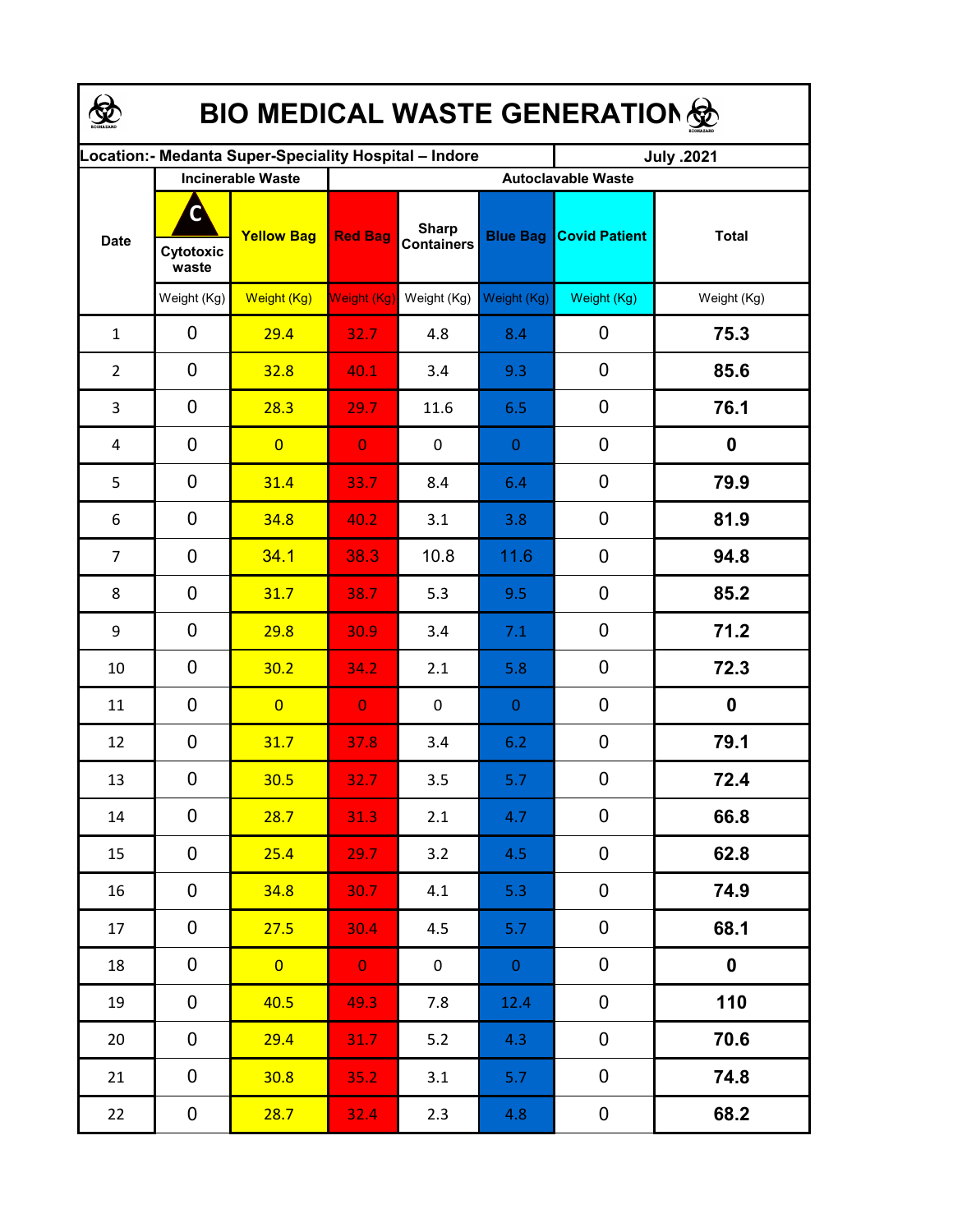# BIO MEDICAL WASTE GENERATION

| Location:- Medanta Super-Speciality Hospital – Indore | | | | | | | July .2021 |
|---|---|---|---|---|---|---|---|
| Date | Incinerable Waste | | Autoclavable Waste | | | | |
| | C Cytotoxic waste | Yellow Bag | Red Bag | Sharp Containers | Blue Bag | Covid Patient | Total |
| | Weight (Kg) | Weight (Kg) | Weight (Kg) | Weight (Kg) | Weight (Kg) | Weight (Kg) | Weight (Kg) |
| 1 | 0 | 29.4 | 32.7 | 4.8 | 8.4 | 0 | **75.3** |
| 2 | 0 | 32.8 | 40.1 | 3.4 | 9.3 | 0 | **85.6** |
| 3 | 0 | 28.3 | 29.7 | 11.6 | 6.5 | 0 | **76.1** |
| 4 | 0 | 0 | 0 | 0 | 0 | 0 | **0** |
| 5 | 0 | 31.4 | 33.7 | 8.4 | 6.4 | 0 | **79.9** |
| 6 | 0 | 34.8 | 40.2 | 3.1 | 3.8 | 0 | **81.9** |
| 7 | 0 | 34.1 | 38.3 | 10.8 | 11.6 | 0 | **94.8** |
| 8 | 0 | 31.7 | 38.7 | 5.3 | 9.5 | 0 | **85.2** |
| 9 | 0 | 29.8 | 30.9 | 3.4 | 7.1 | 0 | **71.2** |
| 10 | 0 | 30.2 | 34.2 | 2.1 | 5.8 | 0 | **72.3** |
| 11 | 0 | 0 | 0 | 0 | 0 | 0 | **0** |
| 12 | 0 | 31.7 | 37.8 | 3.4 | 6.2 | 0 | **79.1** |
| 13 | 0 | 30.5 | 32.7 | 3.5 | 5.7 | 0 | **72.4** |
| 14 | 0 | 28.7 | 31.3 | 2.1 | 4.7 | 0 | **66.8** |
| 15 | 0 | 25.4 | 29.7 | 3.2 | 4.5 | 0 | **62.8** |
| 16 | 0 | 34.8 | 30.7 | 4.1 | 5.3 | 0 | **74.9** |
| 17 | 0 | 27.5 | 30.4 | 4.5 | 5.7 | 0 | **68.1** |
| 18 | 0 | 0 | 0 | 0 | 0 | 0 | **0** |
| 19 | 0 | 40.5 | 49.3 | 7.8 | 12.4 | 0 | **110** |
| 20 | 0 | 29.4 | 31.7 | 5.2 | 4.3 | 0 | **70.6** |
| 21 | 0 | 30.8 | 35.2 | 3.1 | 5.7 | 0 | **74.8** |
| 22 | 0 | 28.7 | 32.4 | 2.3 | 4.8 | 0 | **68.2** |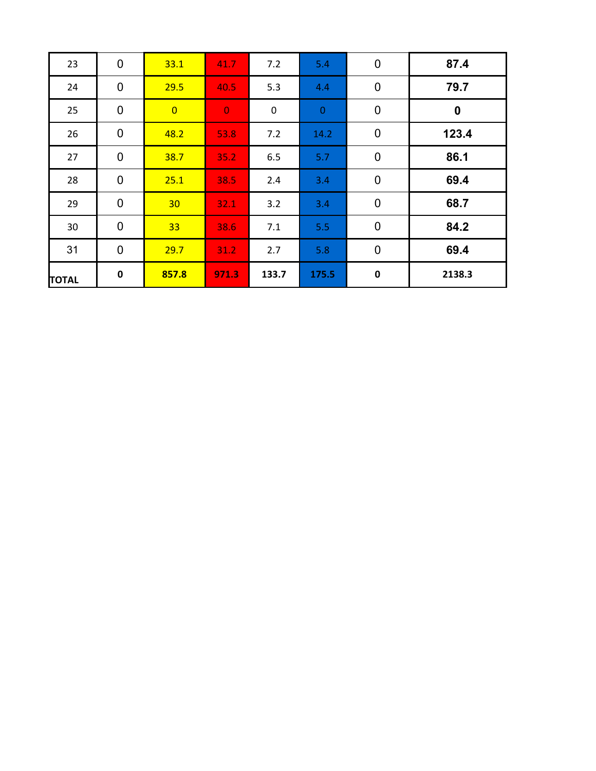| | | | | | | | |
|---|---|---|---|---|---|---|---|
| 23 | 0 | 33.1 | 41.7 | 7.2 | 5.4 | 0 | **87.4** |
| 24 | 0 | 29.5 | 40.5 | 5.3 | 4.4 | 0 | **79.7** |
| 25 | 0 | 0 | 0 | 0 | 0 | 0 | **0** |
| 26 | 0 | 48.2 | 53.8 | 7.2 | 14.2 | 0 | **123.4** |
| 27 | 0 | 38.7 | 35.2 | 6.5 | 5.7 | 0 | **86.1** |
| 28 | 0 | 25.1 | 38.5 | 2.4 | 3.4 | 0 | **69.4** |
| 29 | 0 | 30 | 32.1 | 3.2 | 3.4 | 0 | **68.7** |
| 30 | 0 | 33 | 38.6 | 7.1 | 5.5 | 0 | **84.2** |
| 31 | 0 | 29.7 | 31.2 | 2.7 | 5.8 | 0 | **69.4** |
| **TOTAL** | **0** | **857.8** | **971.3** | **133.7** | **175.5** | **0** | **2138.3** |